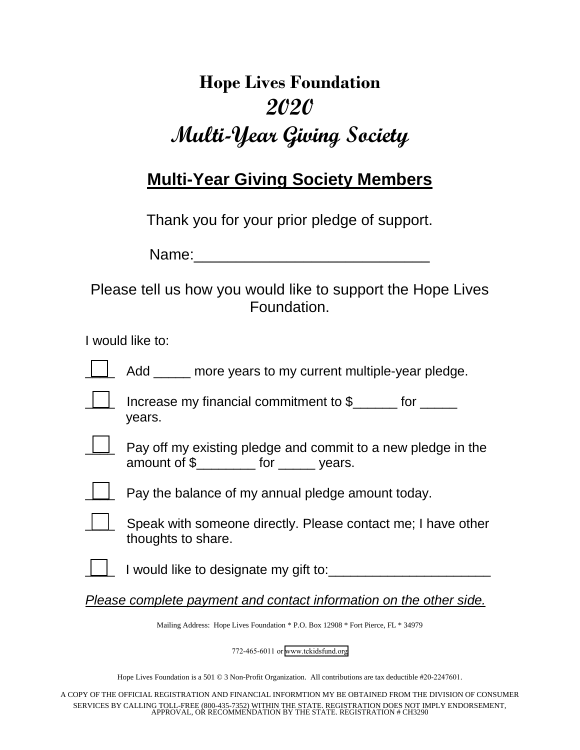# Hope Lives Foundation

# *2020*

# *Multi-Year Giving Society*

## Multi-Year Giving Society Members

Thank you for your prior pledge of support.

Name:____________________________

Please tell us how you would like to support the Hope Lives Foundation.

I would like to:

- [ ] Add _____ more years to my current multiple-year pledge.
- [ ] Increase my financial commitment to $______ for _____ years.
- [ ] Pay off my existing pledge and commit to a new pledge in the amount of $________ for _____ years.
- [ ] Pay the balance of my annual pledge amount today.
- [ ] Speak with someone directly. Please contact me; I have other thoughts to share.
- [ ] I would like to designate my gift to:______________________

*Please complete payment and contact information on the other side.*

Mailing Address: Hope Lives Foundation * P.O. Box 12908 * Fort Pierce, FL * 34979

772-465-6011 or www.tckidsfund.org

Hope Lives Foundation is a 501 © 3 Non-Profit Organization. All contributions are tax deductible #20-2247601.

A COPY OF THE OFFICIAL REGISTRATION AND FINANCIAL INFORMTION MY BE OBTAINED FROM THE DIVISION OF CONSUMER SERVICES BY CALLING TOLL-FREE (800-435-7352) WITHIN THE STATE. REGISTRATION DOES NOT IMPLY ENDORSEMENT, APPROVAL, OR RECOMMENDATION BY THE STATE. REGISTRATION # CH3290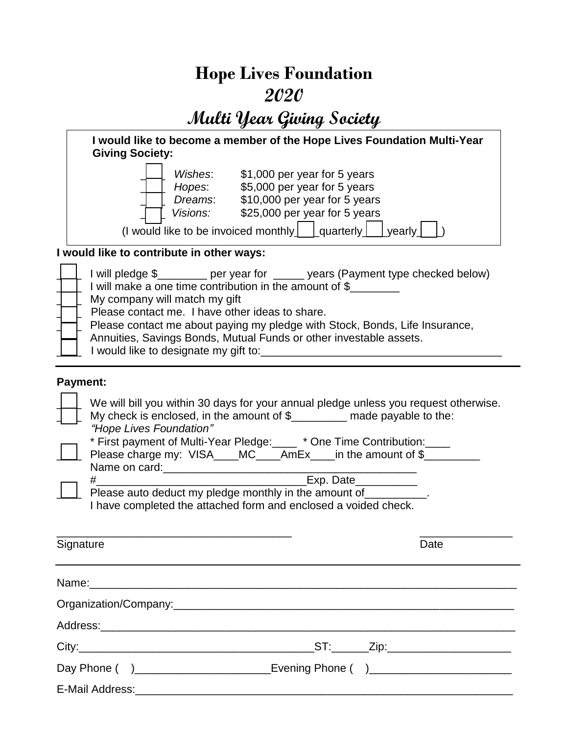# Hope Lives Foundation

## *2020*

## *Multi Year Giving Society*

**I would like to become a member of the Hope Lives Foundation Multi-Year Giving Society:**

- ___ *Wishes*: $1,000 per year for 5 years
- ___ *Hopes*: $5,000 per year for 5 years
- ___ *Dreams*: $10,000 per year for 5 years
- ___ *Visions:* $25,000 per year for 5 years

(I would like to be invoiced monthly___quarterly___yearly___)

**I would like to contribute in other ways:**

- ___ I will pledge $________ per year for _____ years (Payment type checked below)
- ___ I will make a one time contribution in the amount of $________
- ___ My company will match my gift
- ___ Please contact me. I have other ideas to share.
- ___ Please contact me about paying my pledge with Stock, Bonds, Life Insurance, Annuities, Savings Bonds, Mutual Funds or other investable assets.
- ___ I would like to designate my gift to:_______________________________________

**Payment:**

- ___ We will bill you within 30 days for your annual pledge unless you request otherwise.
- ___ My check is enclosed, in the amount of $_________ made payable to the: *"Hope Lives Foundation"*

  * First payment of Multi-Year Pledge:____ * One Time Contribution:____
- ___ Please charge my: VISA____MC____AmEx____in the amount of $_________

  Name on card:________________________________________

  #__________________________________Exp. Date__________
- ___ Please auto deduct my pledge monthly in the amount of__________.

  I have completed the attached form and enclosed a voided check.

______________________________________ _______________

Signature Date

Name:______________________________________________________________________

Organization/Company:_______________________________________________________

Address:_____________________________________________________________________

City:______________________________________ST:______Zip:____________________

Day Phone ( )______________________Evening Phone ( )_______________________

E-Mail Address:_______________________________________________________________